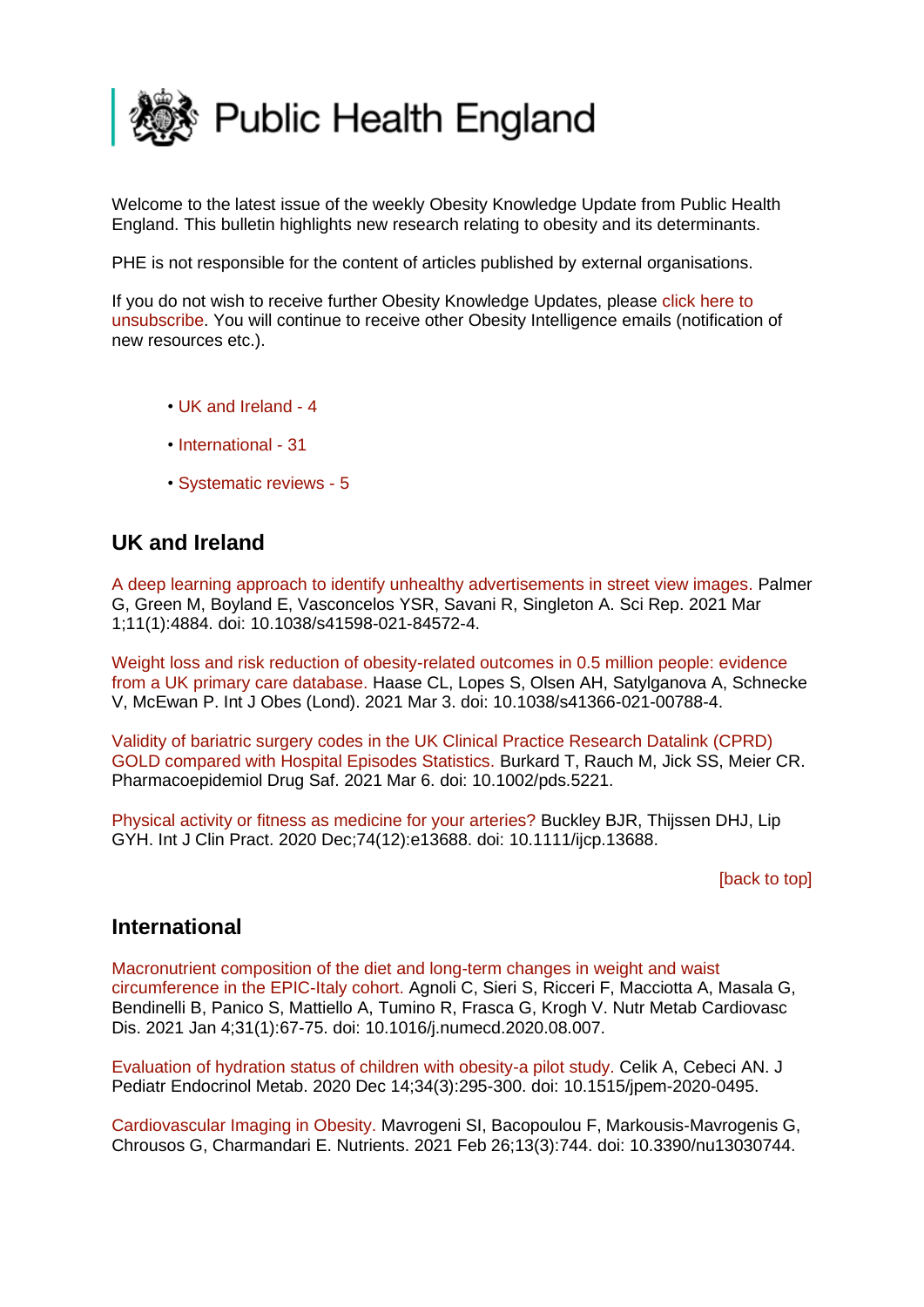# Public Health England

Welcome to the latest issue of the weekly Obesity Knowledge Update from Public Health England. This bulletin highlights new research relating to obesity and its determinants.

PHE is not responsible for the content of articles published by external organisations.

If you do not wish to receive further Obesity Knowledge Updates, please click here to unsubscribe. You will continue to receive other Obesity Intelligence emails (notification of new resources etc.).

- UK and Ireland - 4
- International - 31
- Systematic reviews - 5

## UK and Ireland

A deep learning approach to identify unhealthy advertisements in street view images. Palmer G, Green M, Boyland E, Vasconcelos YSR, Savani R, Singleton A. Sci Rep. 2021 Mar 1;11(1):4884. doi: 10.1038/s41598-021-84572-4.

Weight loss and risk reduction of obesity-related outcomes in 0.5 million people: evidence from a UK primary care database. Haase CL, Lopes S, Olsen AH, Satylganova A, Schnecke V, McEwan P. Int J Obes (Lond). 2021 Mar 3. doi: 10.1038/s41366-021-00788-4.

Validity of bariatric surgery codes in the UK Clinical Practice Research Datalink (CPRD) GOLD compared with Hospital Episodes Statistics. Burkard T, Rauch M, Jick SS, Meier CR. Pharmacoepidemiol Drug Saf. 2021 Mar 6. doi: 10.1002/pds.5221.

Physical activity or fitness as medicine for your arteries? Buckley BJR, Thijssen DHJ, Lip GYH. Int J Clin Pract. 2020 Dec;74(12):e13688. doi: 10.1111/ijcp.13688.

[back to top]

## International

Macronutrient composition of the diet and long-term changes in weight and waist circumference in the EPIC-Italy cohort. Agnoli C, Sieri S, Ricceri F, Macciotta A, Masala G, Bendinelli B, Panico S, Mattiello A, Tumino R, Frasca G, Krogh V. Nutr Metab Cardiovasc Dis. 2021 Jan 4;31(1):67-75. doi: 10.1016/j.numecd.2020.08.007.

Evaluation of hydration status of children with obesity-a pilot study. Celik A, Cebeci AN. J Pediatr Endocrinol Metab. 2020 Dec 14;34(3):295-300. doi: 10.1515/jpem-2020-0495.

Cardiovascular Imaging in Obesity. Mavrogeni SI, Bacopoulou F, Markousis-Mavrogenis G, Chrousos G, Charmandari E. Nutrients. 2021 Feb 26;13(3):744. doi: 10.3390/nu13030744.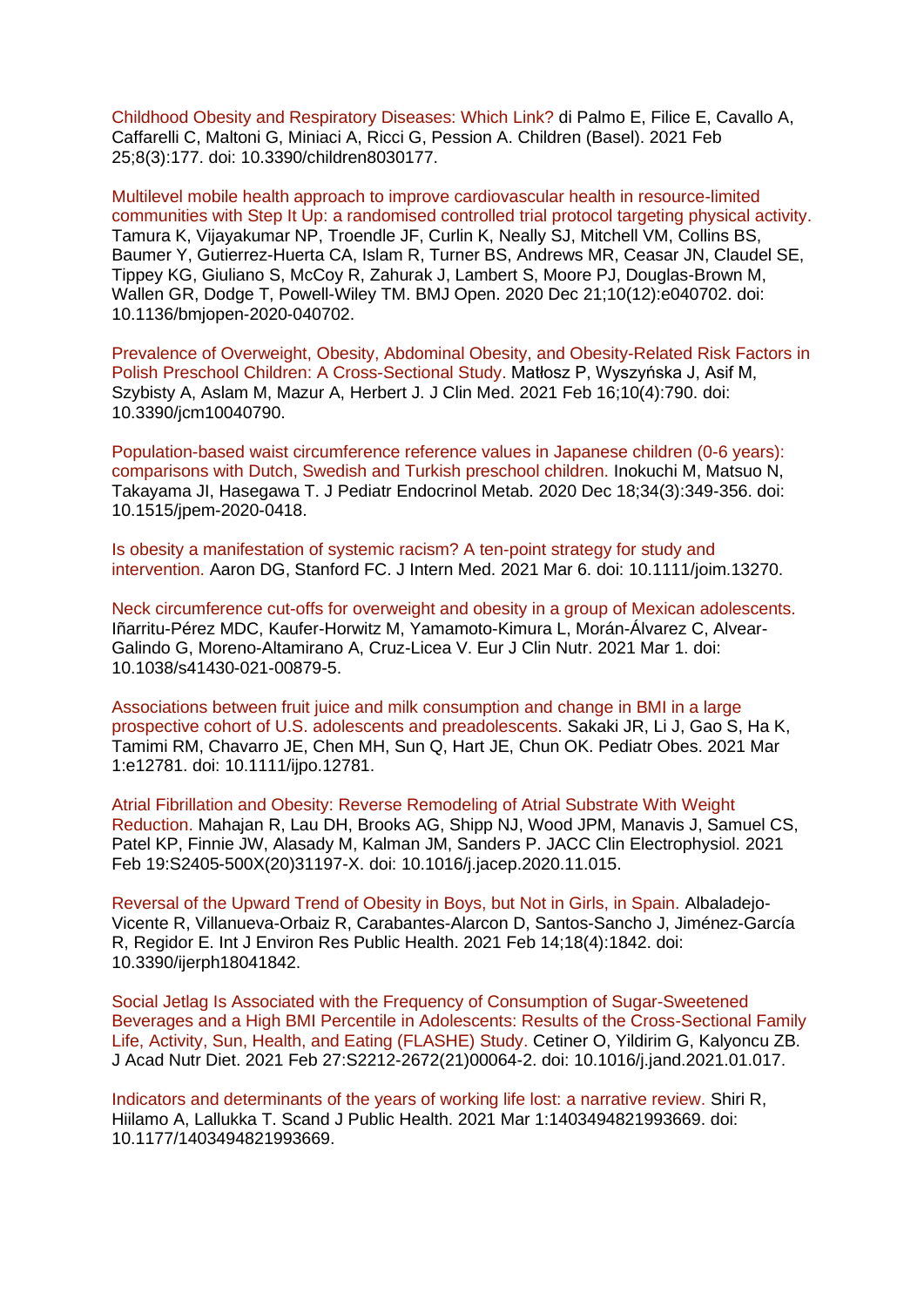Childhood Obesity and Respiratory Diseases: Which Link? di Palmo E, Filice E, Cavallo A, Caffarelli C, Maltoni G, Miniaci A, Ricci G, Pession A. Children (Basel). 2021 Feb 25;8(3):177. doi: 10.3390/children8030177.

Multilevel mobile health approach to improve cardiovascular health in resource-limited communities with Step It Up: a randomised controlled trial protocol targeting physical activity. Tamura K, Vijayakumar NP, Troendle JF, Curlin K, Neally SJ, Mitchell VM, Collins BS, Baumer Y, Gutierrez-Huerta CA, Islam R, Turner BS, Andrews MR, Ceasar JN, Claudel SE, Tippey KG, Giuliano S, McCoy R, Zahurak J, Lambert S, Moore PJ, Douglas-Brown M, Wallen GR, Dodge T, Powell-Wiley TM. BMJ Open. 2020 Dec 21;10(12):e040702. doi: 10.1136/bmjopen-2020-040702.

Prevalence of Overweight, Obesity, Abdominal Obesity, and Obesity-Related Risk Factors in Polish Preschool Children: A Cross-Sectional Study. Matłosz P, Wyszyńska J, Asif M, Szybisty A, Aslam M, Mazur A, Herbert J. J Clin Med. 2021 Feb 16;10(4):790. doi: 10.3390/jcm10040790.

Population-based waist circumference reference values in Japanese children (0-6 years): comparisons with Dutch, Swedish and Turkish preschool children. Inokuchi M, Matsuo N, Takayama JI, Hasegawa T. J Pediatr Endocrinol Metab. 2020 Dec 18;34(3):349-356. doi: 10.1515/jpem-2020-0418.

Is obesity a manifestation of systemic racism? A ten-point strategy for study and intervention. Aaron DG, Stanford FC. J Intern Med. 2021 Mar 6. doi: 10.1111/joim.13270.

Neck circumference cut-offs for overweight and obesity in a group of Mexican adolescents. Iñarritu-Pérez MDC, Kaufer-Horwitz M, Yamamoto-Kimura L, Morán-Álvarez C, Alvear-Galindo G, Moreno-Altamirano A, Cruz-Licea V. Eur J Clin Nutr. 2021 Mar 1. doi: 10.1038/s41430-021-00879-5.

Associations between fruit juice and milk consumption and change in BMI in a large prospective cohort of U.S. adolescents and preadolescents. Sakaki JR, Li J, Gao S, Ha K, Tamimi RM, Chavarro JE, Chen MH, Sun Q, Hart JE, Chun OK. Pediatr Obes. 2021 Mar 1:e12781. doi: 10.1111/ijpo.12781.

Atrial Fibrillation and Obesity: Reverse Remodeling of Atrial Substrate With Weight Reduction. Mahajan R, Lau DH, Brooks AG, Shipp NJ, Wood JPM, Manavis J, Samuel CS, Patel KP, Finnie JW, Alasady M, Kalman JM, Sanders P. JACC Clin Electrophysiol. 2021 Feb 19:S2405-500X(20)31197-X. doi: 10.1016/j.jacep.2020.11.015.

Reversal of the Upward Trend of Obesity in Boys, but Not in Girls, in Spain. Albaladejo-Vicente R, Villanueva-Orbaiz R, Carabantes-Alarcon D, Santos-Sancho J, Jiménez-García R, Regidor E. Int J Environ Res Public Health. 2021 Feb 14;18(4):1842. doi: 10.3390/ijerph18041842.

Social Jetlag Is Associated with the Frequency of Consumption of Sugar-Sweetened Beverages and a High BMI Percentile in Adolescents: Results of the Cross-Sectional Family Life, Activity, Sun, Health, and Eating (FLASHE) Study. Cetiner O, Yildirim G, Kalyoncu ZB. J Acad Nutr Diet. 2021 Feb 27:S2212-2672(21)00064-2. doi: 10.1016/j.jand.2021.01.017.

Indicators and determinants of the years of working life lost: a narrative review. Shiri R, Hiilamo A, Lallukka T. Scand J Public Health. 2021 Mar 1:1403494821993669. doi: 10.1177/1403494821993669.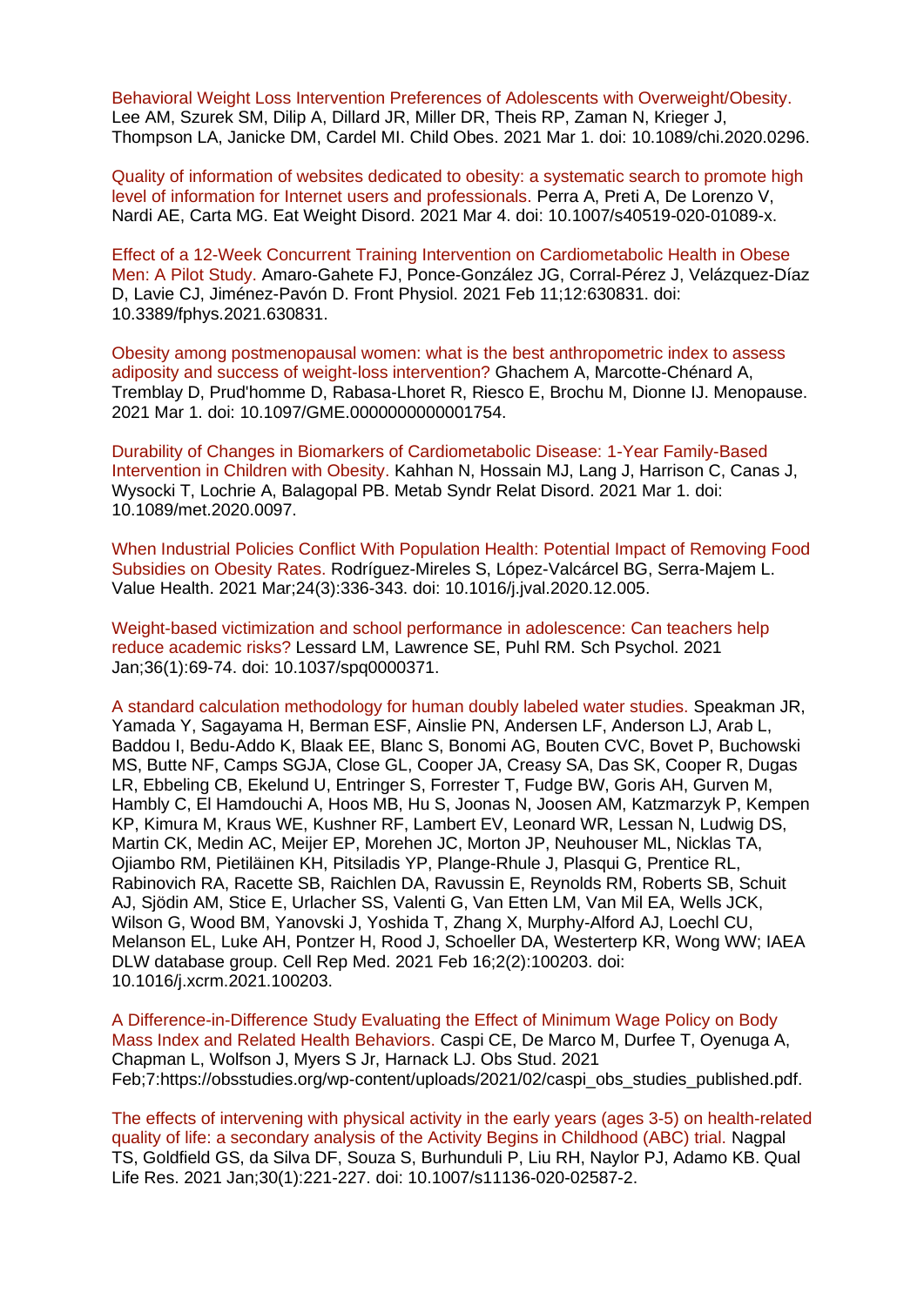Behavioral Weight Loss Intervention Preferences of Adolescents with Overweight/Obesity. Lee AM, Szurek SM, Dilip A, Dillard JR, Miller DR, Theis RP, Zaman N, Krieger J, Thompson LA, Janicke DM, Cardel MI. Child Obes. 2021 Mar 1. doi: 10.1089/chi.2020.0296.

Quality of information of websites dedicated to obesity: a systematic search to promote high level of information for Internet users and professionals. Perra A, Preti A, De Lorenzo V, Nardi AE, Carta MG. Eat Weight Disord. 2021 Mar 4. doi: 10.1007/s40519-020-01089-x.

Effect of a 12-Week Concurrent Training Intervention on Cardiometabolic Health in Obese Men: A Pilot Study. Amaro-Gahete FJ, Ponce-González JG, Corral-Pérez J, Velázquez-Díaz D, Lavie CJ, Jiménez-Pavón D. Front Physiol. 2021 Feb 11;12:630831. doi: 10.3389/fphys.2021.630831.

Obesity among postmenopausal women: what is the best anthropometric index to assess adiposity and success of weight-loss intervention? Ghachem A, Marcotte-Chénard A, Tremblay D, Prud'homme D, Rabasa-Lhoret R, Riesco E, Brochu M, Dionne IJ. Menopause. 2021 Mar 1. doi: 10.1097/GME.0000000000001754.

Durability of Changes in Biomarkers of Cardiometabolic Disease: 1-Year Family-Based Intervention in Children with Obesity. Kahhan N, Hossain MJ, Lang J, Harrison C, Canas J, Wysocki T, Lochrie A, Balagopal PB. Metab Syndr Relat Disord. 2021 Mar 1. doi: 10.1089/met.2020.0097.

When Industrial Policies Conflict With Population Health: Potential Impact of Removing Food Subsidies on Obesity Rates. Rodríguez-Mireles S, López-Valcárcel BG, Serra-Majem L. Value Health. 2021 Mar;24(3):336-343. doi: 10.1016/j.jval.2020.12.005.

Weight-based victimization and school performance in adolescence: Can teachers help reduce academic risks? Lessard LM, Lawrence SE, Puhl RM. Sch Psychol. 2021 Jan;36(1):69-74. doi: 10.1037/spq0000371.

A standard calculation methodology for human doubly labeled water studies. Speakman JR, Yamada Y, Sagayama H, Berman ESF, Ainslie PN, Andersen LF, Anderson LJ, Arab L, Baddou I, Bedu-Addo K, Blaak EE, Blanc S, Bonomi AG, Bouten CVC, Bovet P, Buchowski MS, Butte NF, Camps SGJA, Close GL, Cooper JA, Creasy SA, Das SK, Cooper R, Dugas LR, Ebbeling CB, Ekelund U, Entringer S, Forrester T, Fudge BW, Goris AH, Gurven M, Hambly C, El Hamdouchi A, Hoos MB, Hu S, Joonas N, Joosen AM, Katzmarzyk P, Kempen KP, Kimura M, Kraus WE, Kushner RF, Lambert EV, Leonard WR, Lessan N, Ludwig DS, Martin CK, Medin AC, Meijer EP, Morehen JC, Morton JP, Neuhouser ML, Nicklas TA, Ojiambo RM, Pietiläinen KH, Pitsiladis YP, Plange-Rhule J, Plasqui G, Prentice RL, Rabinovich RA, Racette SB, Raichlen DA, Ravussin E, Reynolds RM, Roberts SB, Schuit AJ, Sjödin AM, Stice E, Urlacher SS, Valenti G, Van Etten LM, Van Mil EA, Wells JCK, Wilson G, Wood BM, Yanovski J, Yoshida T, Zhang X, Murphy-Alford AJ, Loechl CU, Melanson EL, Luke AH, Pontzer H, Rood J, Schoeller DA, Westerterp KR, Wong WW; IAEA DLW database group. Cell Rep Med. 2021 Feb 16;2(2):100203. doi: 10.1016/j.xcrm.2021.100203.

A Difference-in-Difference Study Evaluating the Effect of Minimum Wage Policy on Body Mass Index and Related Health Behaviors. Caspi CE, De Marco M, Durfee T, Oyenuga A, Chapman L, Wolfson J, Myers S Jr, Harnack LJ. Obs Stud. 2021 Feb;7:https://obsstudies.org/wp-content/uploads/2021/02/caspi_obs_studies_published.pdf.

The effects of intervening with physical activity in the early years (ages 3-5) on health-related quality of life: a secondary analysis of the Activity Begins in Childhood (ABC) trial. Nagpal TS, Goldfield GS, da Silva DF, Souza S, Burhunduli P, Liu RH, Naylor PJ, Adamo KB. Qual Life Res. 2021 Jan;30(1):221-227. doi: 10.1007/s11136-020-02587-2.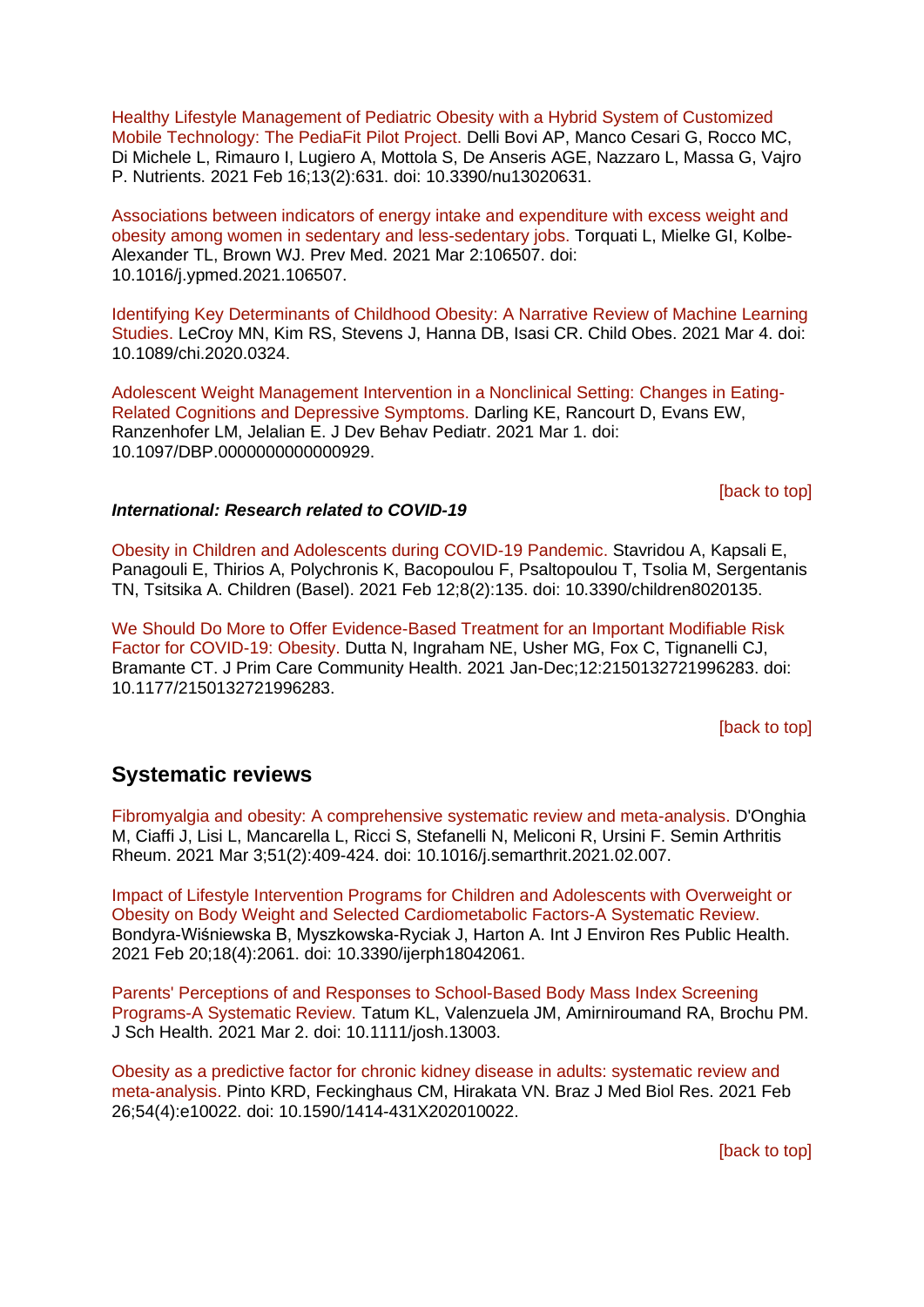Healthy Lifestyle Management of Pediatric Obesity with a Hybrid System of Customized Mobile Technology: The PediaFit Pilot Project. Delli Bovi AP, Manco Cesari G, Rocco MC, Di Michele L, Rimauro I, Lugiero A, Mottola S, De Anseris AGE, Nazzaro L, Massa G, Vajro P. Nutrients. 2021 Feb 16;13(2):631. doi: 10.3390/nu13020631.

Associations between indicators of energy intake and expenditure with excess weight and obesity among women in sedentary and less-sedentary jobs. Torquati L, Mielke GI, Kolbe-Alexander TL, Brown WJ. Prev Med. 2021 Mar 2:106507. doi: 10.1016/j.ypmed.2021.106507.

Identifying Key Determinants of Childhood Obesity: A Narrative Review of Machine Learning Studies. LeCroy MN, Kim RS, Stevens J, Hanna DB, Isasi CR. Child Obes. 2021 Mar 4. doi: 10.1089/chi.2020.0324.

Adolescent Weight Management Intervention in a Nonclinical Setting: Changes in Eating-Related Cognitions and Depressive Symptoms. Darling KE, Rancourt D, Evans EW, Ranzenhofer LM, Jelalian E. J Dev Behav Pediatr. 2021 Mar 1. doi: 10.1097/DBP.0000000000000929.

[back to top]

***International: Research related to COVID-19***

Obesity in Children and Adolescents during COVID-19 Pandemic. Stavridou A, Kapsali E, Panagouli E, Thirios A, Polychronis K, Bacopoulou F, Psaltopoulou T, Tsolia M, Sergentanis TN, Tsitsika A. Children (Basel). 2021 Feb 12;8(2):135. doi: 10.3390/children8020135.

We Should Do More to Offer Evidence-Based Treatment for an Important Modifiable Risk Factor for COVID-19: Obesity. Dutta N, Ingraham NE, Usher MG, Fox C, Tignanelli CJ, Bramante CT. J Prim Care Community Health. 2021 Jan-Dec;12:2150132721996283. doi: 10.1177/2150132721996283.

[back to top]

## Systematic reviews

Fibromyalgia and obesity: A comprehensive systematic review and meta-analysis. D'Onghia M, Ciaffi J, Lisi L, Mancarella L, Ricci S, Stefanelli N, Meliconi R, Ursini F. Semin Arthritis Rheum. 2021 Mar 3;51(2):409-424. doi: 10.1016/j.semarthrit.2021.02.007.

Impact of Lifestyle Intervention Programs for Children and Adolescents with Overweight or Obesity on Body Weight and Selected Cardiometabolic Factors-A Systematic Review. Bondyra-Wiśniewska B, Myszkowska-Ryciak J, Harton A. Int J Environ Res Public Health. 2021 Feb 20;18(4):2061. doi: 10.3390/ijerph18042061.

Parents' Perceptions of and Responses to School-Based Body Mass Index Screening Programs-A Systematic Review. Tatum KL, Valenzuela JM, Amirniroumand RA, Brochu PM. J Sch Health. 2021 Mar 2. doi: 10.1111/josh.13003.

Obesity as a predictive factor for chronic kidney disease in adults: systematic review and meta-analysis. Pinto KRD, Feckinghaus CM, Hirakata VN. Braz J Med Biol Res. 2021 Feb 26;54(4):e10022. doi: 10.1590/1414-431X202010022.

[back to top]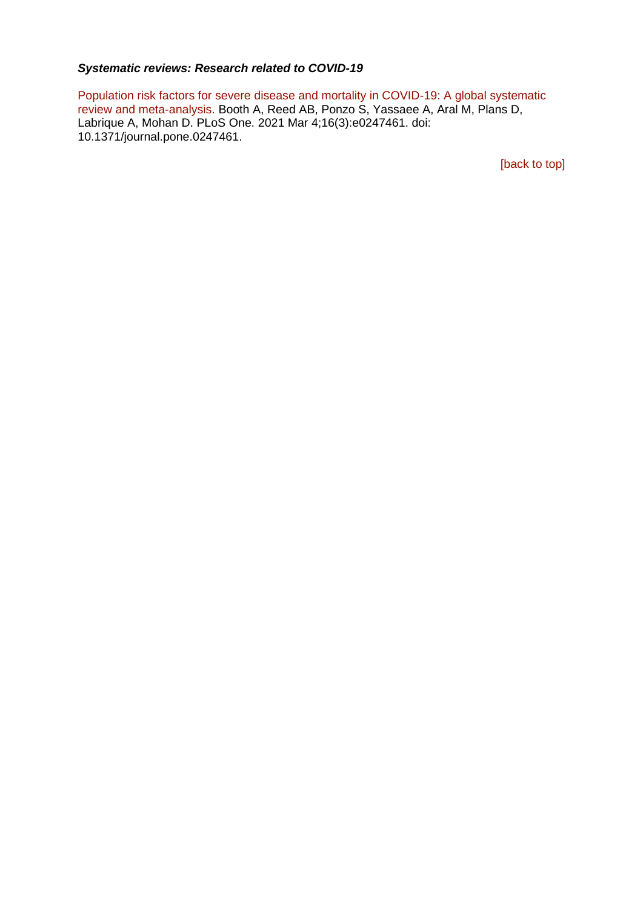***Systematic reviews: Research related to COVID-19***

Population risk factors for severe disease and mortality in COVID-19: A global systematic review and meta-analysis. Booth A, Reed AB, Ponzo S, Yassaee A, Aral M, Plans D, Labrique A, Mohan D. PLoS One. 2021 Mar 4;16(3):e0247461. doi: 10.1371/journal.pone.0247461.

[back to top]